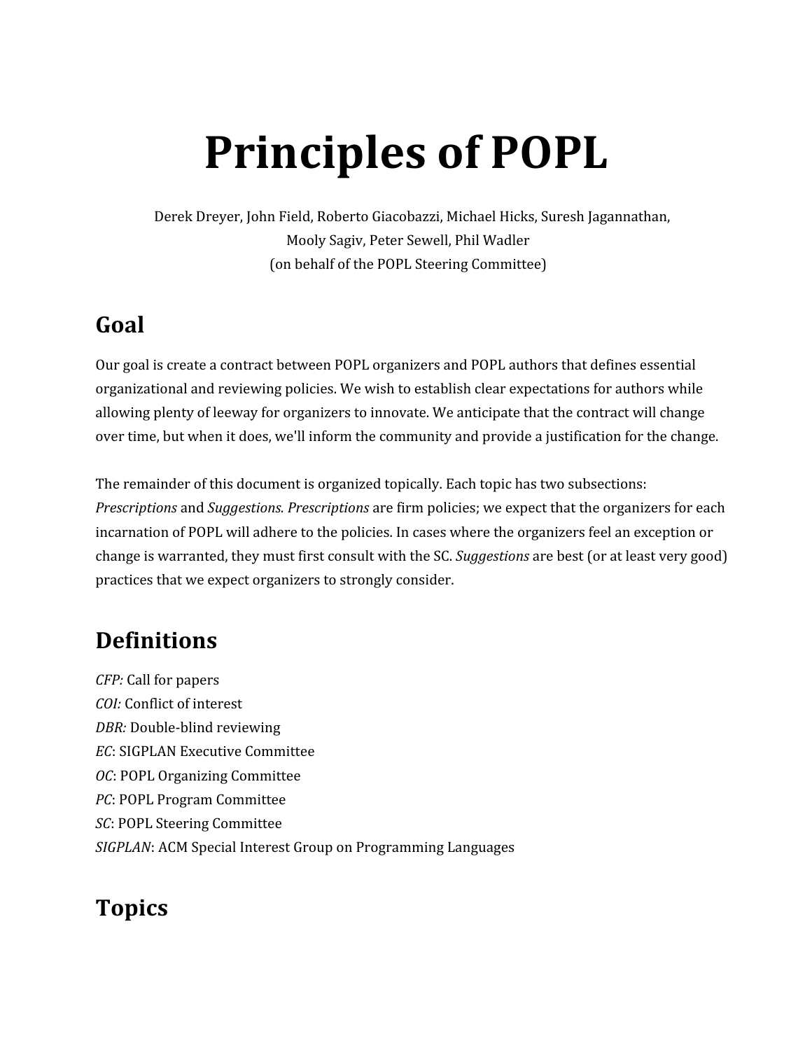# Principles of POPL

Derek Dreyer, John Field, Roberto Giacobazzi, Michael Hicks, Suresh Jagannathan, Mooly Sagiv, Peter Sewell, Phil Wadler
(on behalf of the POPL Steering Committee)

## Goal

Our goal is create a contract between POPL organizers and POPL authors that defines essential organizational and reviewing policies. We wish to establish clear expectations for authors while allowing plenty of leeway for organizers to innovate. We anticipate that the contract will change over time, but when it does, we'll inform the community and provide a justification for the change.

The remainder of this document is organized topically. Each topic has two subsections: *Prescriptions* and *Suggestions. Prescriptions* are firm policies; we expect that the organizers for each incarnation of POPL will adhere to the policies. In cases where the organizers feel an exception or change is warranted, they must first consult with the SC. *Suggestions* are best (or at least very good) practices that we expect organizers to strongly consider.

## Definitions

*CFP:* Call for papers
*COI:* Conflict of interest
*DBR:* Double-blind reviewing
*EC*: SIGPLAN Executive Committee
*OC*: POPL Organizing Committee
*PC*: POPL Program Committee
*SC*: POPL Steering Committee
*SIGPLAN*: ACM Special Interest Group on Programming Languages

## Topics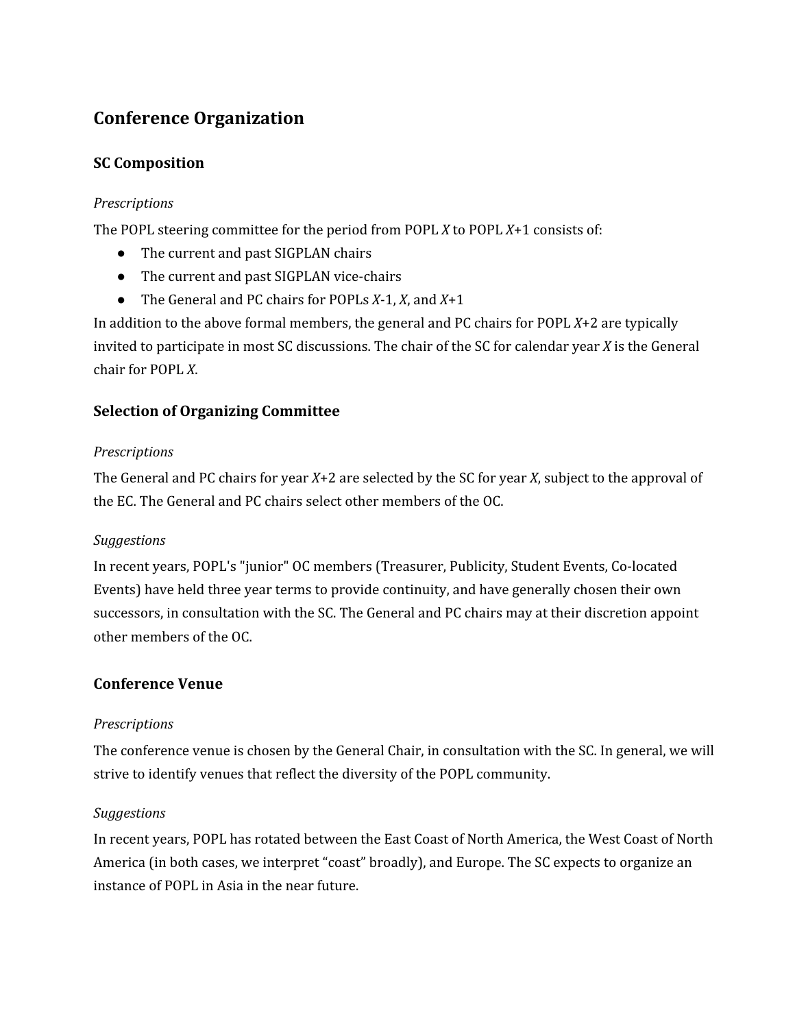## Conference Organization

### SC Composition

*Prescriptions*

The POPL steering committee for the period from POPL $X$ to POPL $X$+1 consists of:

- The current and past SIGPLAN chairs
- The current and past SIGPLAN vice-chairs
- The General and PC chairs for POPLs $X$-1, $X$, and $X$+1

In addition to the above formal members, the general and PC chairs for POPL $X$+2 are typically invited to participate in most SC discussions. The chair of the SC for calendar year $X$ is the General chair for POPL $X$.

### Selection of Organizing Committee

*Prescriptions*

The General and PC chairs for year $X$+2 are selected by the SC for year $X$, subject to the approval of the EC. The General and PC chairs select other members of the OC.

*Suggestions*

In recent years, POPL's "junior" OC members (Treasurer, Publicity, Student Events, Co-located Events) have held three year terms to provide continuity, and have generally chosen their own successors, in consultation with the SC. The General and PC chairs may at their discretion appoint other members of the OC.

### Conference Venue

*Prescriptions*

The conference venue is chosen by the General Chair, in consultation with the SC. In general, we will strive to identify venues that reflect the diversity of the POPL community.

*Suggestions*

In recent years, POPL has rotated between the East Coast of North America, the West Coast of North America (in both cases, we interpret “coast” broadly), and Europe. The SC expects to organize an instance of POPL in Asia in the near future.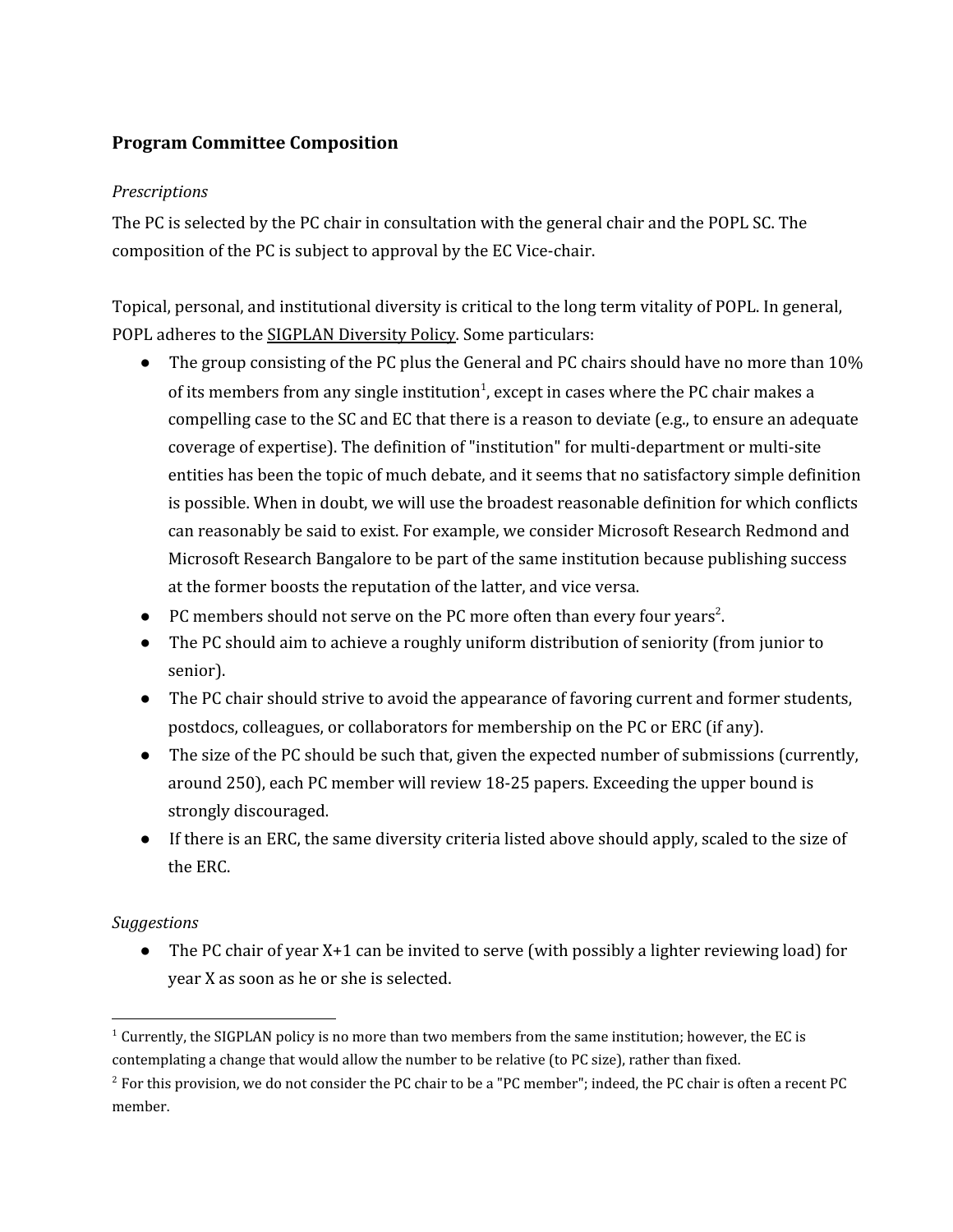### Program Committee Composition

*Prescriptions*

The PC is selected by the PC chair in consultation with the general chair and the POPL SC. The composition of the PC is subject to approval by the EC Vice-chair.

Topical, personal, and institutional diversity is critical to the long term vitality of POPL. In general, POPL adheres to the SIGPLAN Diversity Policy. Some particulars:

- The group consisting of the PC plus the General and PC chairs should have no more than 10% of its members from any single institution[1], except in cases where the PC chair makes a compelling case to the SC and EC that there is a reason to deviate (e.g., to ensure an adequate coverage of expertise). The definition of "institution" for multi-department or multi-site entities has been the topic of much debate, and it seems that no satisfactory simple definition is possible. When in doubt, we will use the broadest reasonable definition for which conflicts can reasonably be said to exist. For example, we consider Microsoft Research Redmond and Microsoft Research Bangalore to be part of the same institution because publishing success at the former boosts the reputation of the latter, and vice versa.
- PC members should not serve on the PC more often than every four years[2].
- The PC should aim to achieve a roughly uniform distribution of seniority (from junior to senior).
- The PC chair should strive to avoid the appearance of favoring current and former students, postdocs, colleagues, or collaborators for membership on the PC or ERC (if any).
- The size of the PC should be such that, given the expected number of submissions (currently, around 250), each PC member will review 18-25 papers. Exceeding the upper bound is strongly discouraged.
- If there is an ERC, the same diversity criteria listed above should apply, scaled to the size of the ERC.

*Suggestions*

- The PC chair of year X+1 can be invited to serve (with possibly a lighter reviewing load) for year X as soon as he or she is selected.

[1] Currently, the SIGPLAN policy is no more than two members from the same institution; however, the EC is contemplating a change that would allow the number to be relative (to PC size), rather than fixed.

[2] For this provision, we do not consider the PC chair to be a "PC member"; indeed, the PC chair is often a recent PC member.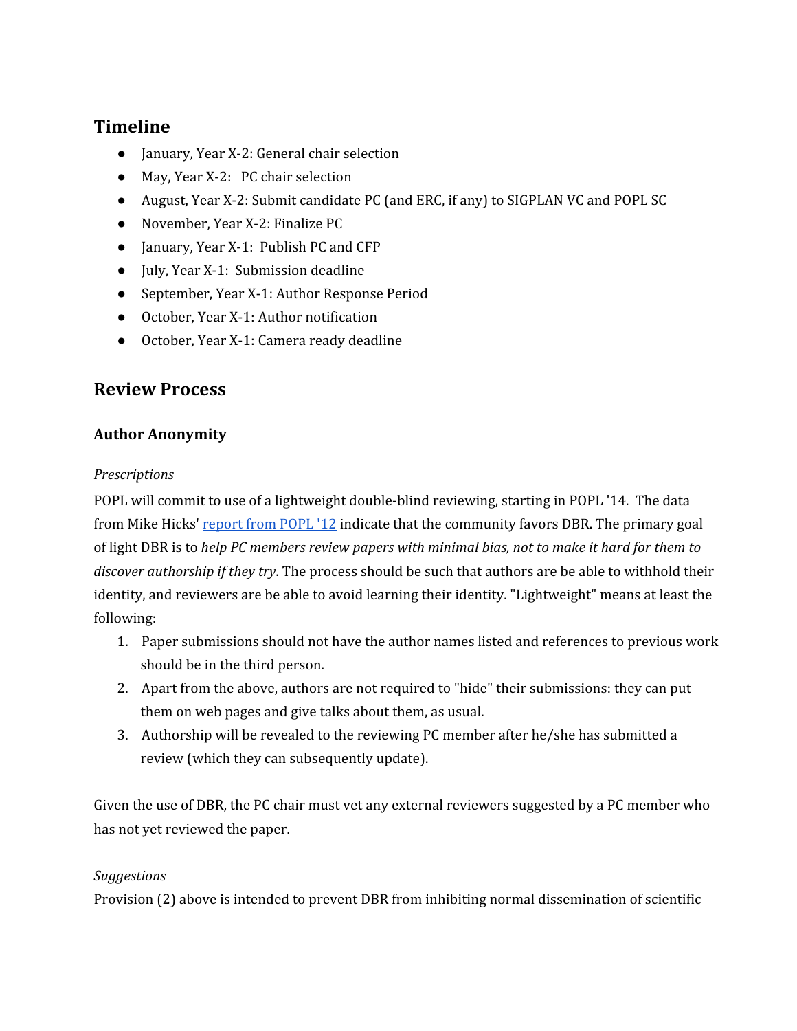## Timeline

- January, Year X-2: General chair selection
- May, Year X-2: PC chair selection
- August, Year X-2: Submit candidate PC (and ERC, if any) to SIGPLAN VC and POPL SC
- November, Year X-2: Finalize PC
- January, Year X-1: Publish PC and CFP
- July, Year X-1: Submission deadline
- September, Year X-1: Author Response Period
- October, Year X-1: Author notification
- October, Year X-1: Camera ready deadline

## Review Process

### Author Anonymity

*Prescriptions*

POPL will commit to use of a lightweight double-blind reviewing, starting in POPL '14. The data from Mike Hicks' [report from POPL '12](report from POPL '12) indicate that the community favors DBR. The primary goal of light DBR is to *help PC members review papers with minimal bias, not to make it hard for them to discover authorship if they try*. The process should be such that authors are be able to withhold their identity, and reviewers are be able to avoid learning their identity. "Lightweight" means at least the following:

1. Paper submissions should not have the author names listed and references to previous work should be in the third person.
2. Apart from the above, authors are not required to "hide" their submissions: they can put them on web pages and give talks about them, as usual.
3. Authorship will be revealed to the reviewing PC member after he/she has submitted a review (which they can subsequently update).

Given the use of DBR, the PC chair must vet any external reviewers suggested by a PC member who has not yet reviewed the paper.

*Suggestions*

Provision (2) above is intended to prevent DBR from inhibiting normal dissemination of scientific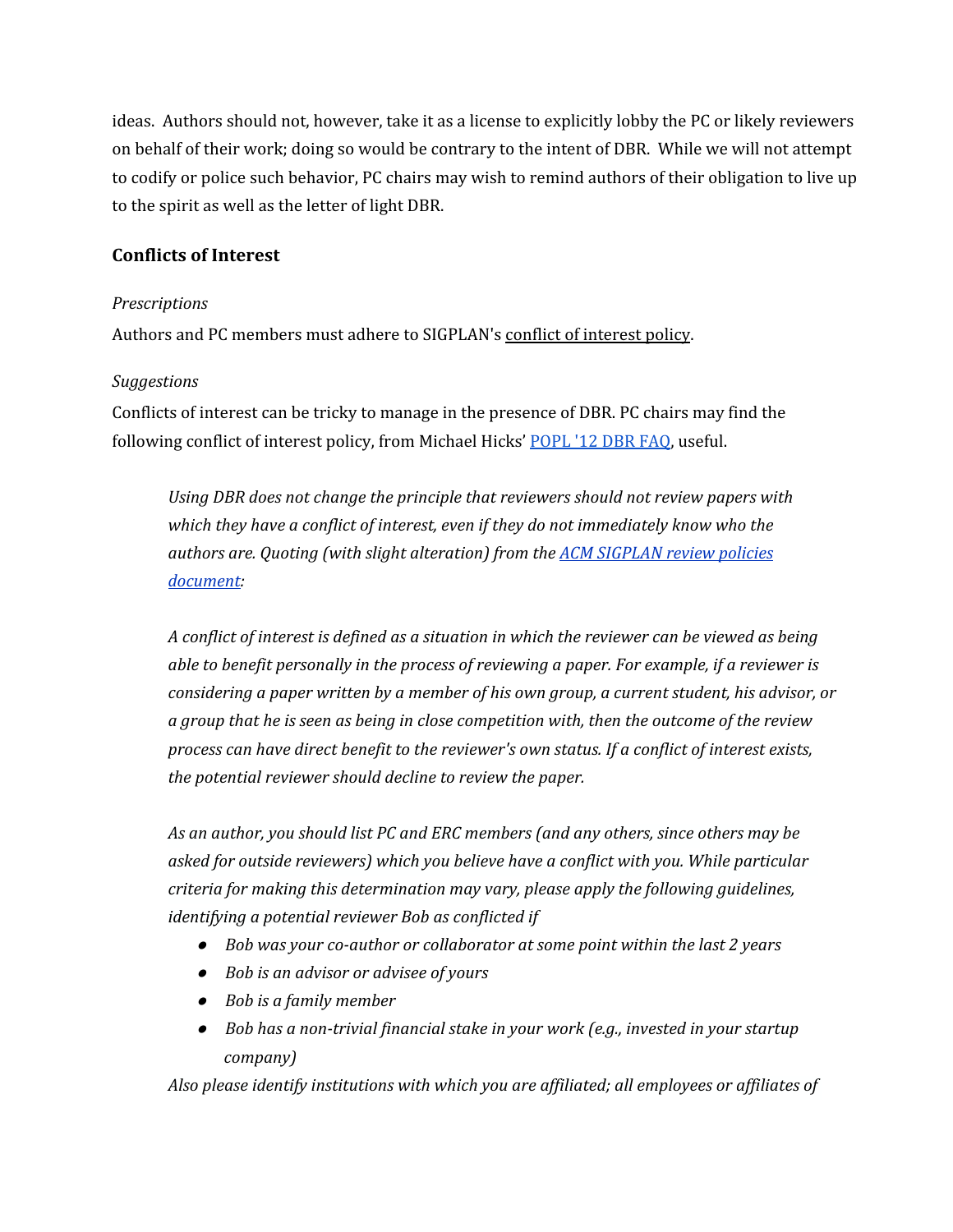ideas. Authors should not, however, take it as a license to explicitly lobby the PC or likely reviewers on behalf of their work; doing so would be contrary to the intent of DBR. While we will not attempt to codify or police such behavior, PC chairs may wish to remind authors of their obligation to live up to the spirit as well as the letter of light DBR.

## Conflicts of Interest

*Prescriptions*

Authors and PC members must adhere to SIGPLAN's conflict of interest policy.

*Suggestions*

Conflicts of interest can be tricky to manage in the presence of DBR. PC chairs may find the following conflict of interest policy, from Michael Hicks' POPL '12 DBR FAQ, useful.

> *Using DBR does not change the principle that reviewers should not review papers with which they have a conflict of interest, even if they do not immediately know who the authors are. Quoting (with slight alteration) from the ACM SIGPLAN review policies document:*
>
> *A conflict of interest is defined as a situation in which the reviewer can be viewed as being able to benefit personally in the process of reviewing a paper. For example, if a reviewer is considering a paper written by a member of his own group, a current student, his advisor, or a group that he is seen as being in close competition with, then the outcome of the review process can have direct benefit to the reviewer's own status. If a conflict of interest exists, the potential reviewer should decline to review the paper.*
>
> *As an author, you should list PC and ERC members (and any others, since others may be asked for outside reviewers) which you believe have a conflict with you. While particular criteria for making this determination may vary, please apply the following guidelines, identifying a potential reviewer Bob as conflicted if*
>
> - *Bob was your co-author or collaborator at some point within the last 2 years*
> - *Bob is an advisor or advisee of yours*
> - *Bob is a family member*
> - *Bob has a non-trivial financial stake in your work (e.g., invested in your startup company)*
>
> *Also please identify institutions with which you are affiliated; all employees or affiliates of*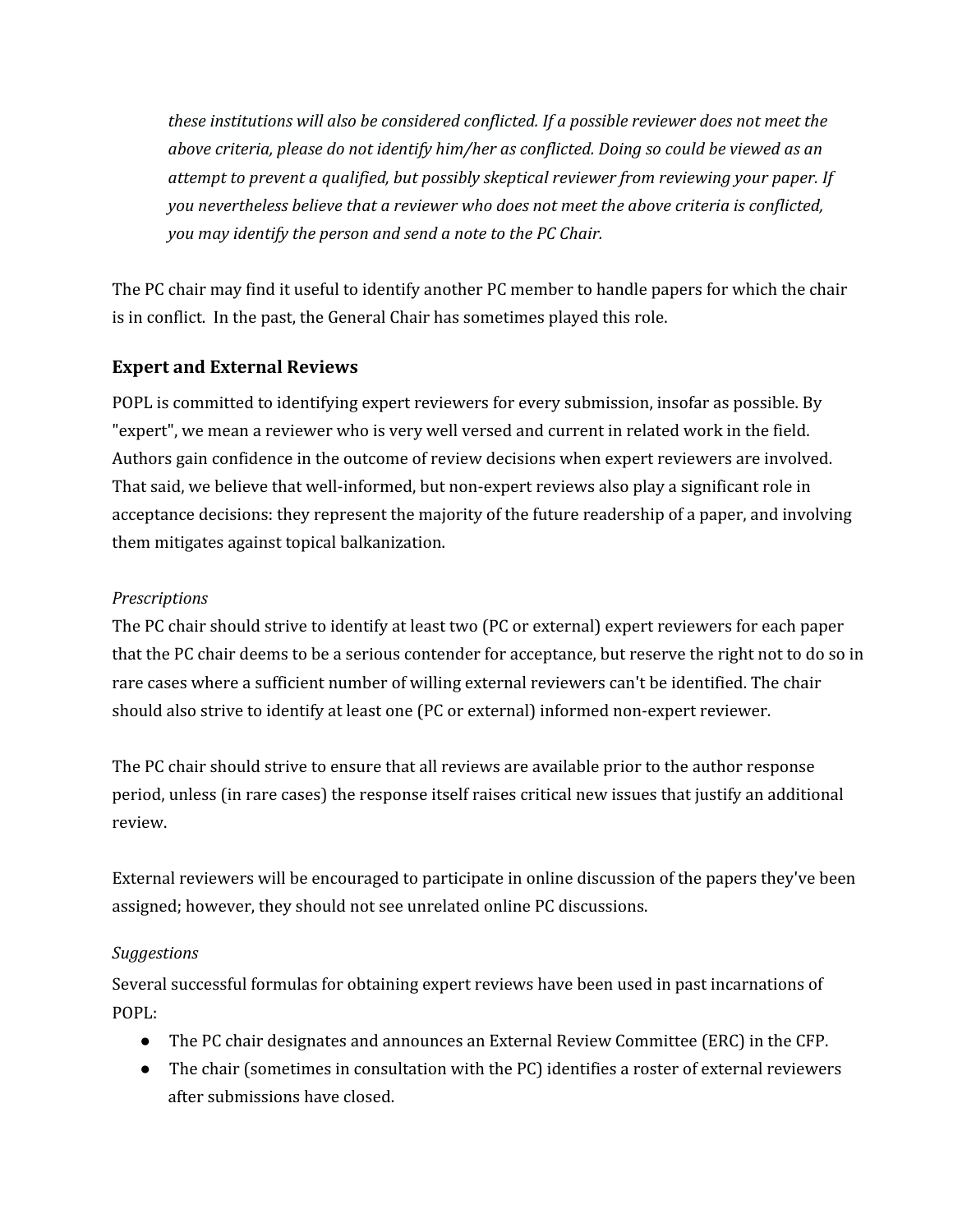*these institutions will also be considered conflicted. If a possible reviewer does not meet the above criteria, please do not identify him/her as conflicted. Doing so could be viewed as an attempt to prevent a qualified, but possibly skeptical reviewer from reviewing your paper. If you nevertheless believe that a reviewer who does not meet the above criteria is conflicted, you may identify the person and send a note to the PC Chair.*

The PC chair may find it useful to identify another PC member to handle papers for which the chair is in conflict. In the past, the General Chair has sometimes played this role.

### Expert and External Reviews

POPL is committed to identifying expert reviewers for every submission, insofar as possible. By "expert", we mean a reviewer who is very well versed and current in related work in the field. Authors gain confidence in the outcome of review decisions when expert reviewers are involved. That said, we believe that well-informed, but non-expert reviews also play a significant role in acceptance decisions: they represent the majority of the future readership of a paper, and involving them mitigates against topical balkanization.

*Prescriptions*

The PC chair should strive to identify at least two (PC or external) expert reviewers for each paper that the PC chair deems to be a serious contender for acceptance, but reserve the right not to do so in rare cases where a sufficient number of willing external reviewers can't be identified. The chair should also strive to identify at least one (PC or external) informed non-expert reviewer.

The PC chair should strive to ensure that all reviews are available prior to the author response period, unless (in rare cases) the response itself raises critical new issues that justify an additional review.

External reviewers will be encouraged to participate in online discussion of the papers they've been assigned; however, they should not see unrelated online PC discussions.

*Suggestions*

Several successful formulas for obtaining expert reviews have been used in past incarnations of POPL:

- The PC chair designates and announces an External Review Committee (ERC) in the CFP.
- The chair (sometimes in consultation with the PC) identifies a roster of external reviewers after submissions have closed.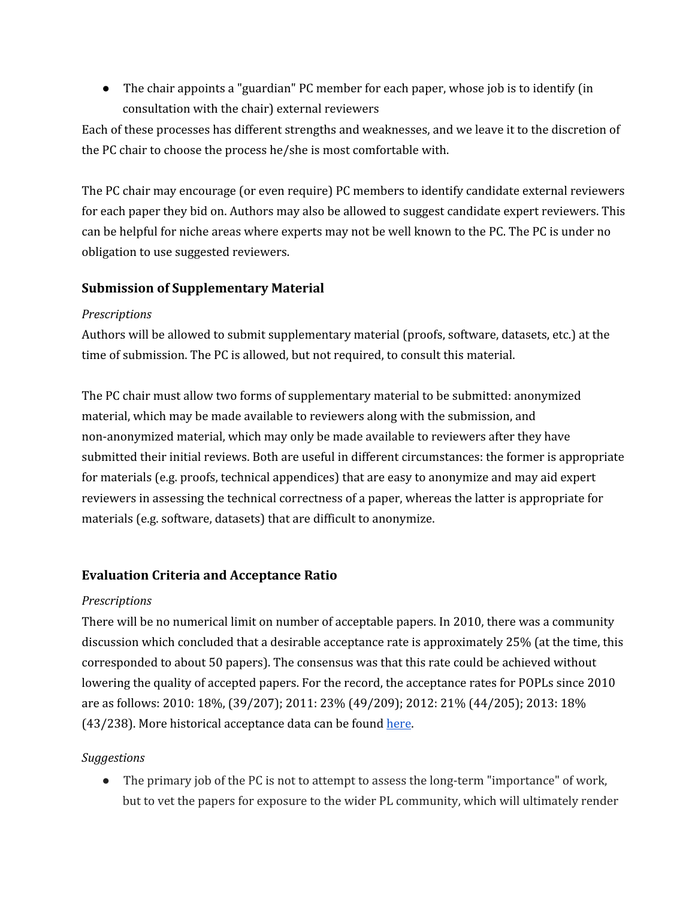- The chair appoints a "guardian" PC member for each paper, whose job is to identify (in consultation with the chair) external reviewers

Each of these processes has different strengths and weaknesses, and we leave it to the discretion of the PC chair to choose the process he/she is most comfortable with.

The PC chair may encourage (or even require) PC members to identify candidate external reviewers for each paper they bid on. Authors may also be allowed to suggest candidate expert reviewers. This can be helpful for niche areas where experts may not be well known to the PC. The PC is under no obligation to use suggested reviewers.

### Submission of Supplementary Material

*Prescriptions*

Authors will be allowed to submit supplementary material (proofs, software, datasets, etc.) at the time of submission. The PC is allowed, but not required, to consult this material.

The PC chair must allow two forms of supplementary material to be submitted: anonymized material, which may be made available to reviewers along with the submission, and non-anonymized material, which may only be made available to reviewers after they have submitted their initial reviews. Both are useful in different circumstances: the former is appropriate for materials (e.g. proofs, technical appendices) that are easy to anonymize and may aid expert reviewers in assessing the technical correctness of a paper, whereas the latter is appropriate for materials (e.g. software, datasets) that are difficult to anonymize.

### Evaluation Criteria and Acceptance Ratio

*Prescriptions*

There will be no numerical limit on number of acceptable papers. In 2010, there was a community discussion which concluded that a desirable acceptance rate is approximately 25% (at the time, this corresponded to about 50 papers). The consensus was that this rate could be achieved without lowering the quality of accepted papers. For the record, the acceptance rates for POPLs since 2010 are as follows: 2010: 18%, (39/207); 2011: 23% (49/209); 2012: 21% (44/205); 2013: 18% (43/238). More historical acceptance data can be found [here]().

*Suggestions*

- The primary job of the PC is not to attempt to assess the long-term "importance" of work, but to vet the papers for exposure to the wider PL community, which will ultimately render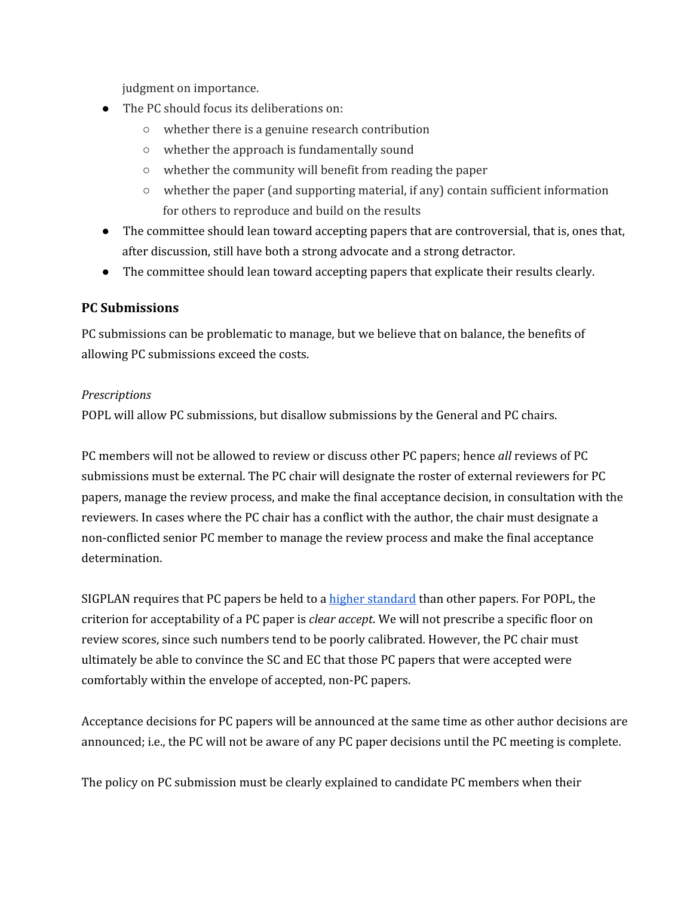judgment on importance.

- The PC should focus its deliberations on:
    - whether there is a genuine research contribution
    - whether the approach is fundamentally sound
    - whether the community will benefit from reading the paper
    - whether the paper (and supporting material, if any) contain sufficient information for others to reproduce and build on the results
- The committee should lean toward accepting papers that are controversial, that is, ones that, after discussion, still have both a strong advocate and a strong detractor.
- The committee should lean toward accepting papers that explicate their results clearly.

### PC Submissions

PC submissions can be problematic to manage, but we believe that on balance, the benefits of allowing PC submissions exceed the costs.

*Prescriptions*

POPL will allow PC submissions, but disallow submissions by the General and PC chairs.

PC members will not be allowed to review or discuss other PC papers; hence *all* reviews of PC submissions must be external. The PC chair will designate the roster of external reviewers for PC papers, manage the review process, and make the final acceptance decision, in consultation with the reviewers. In cases where the PC chair has a conflict with the author, the chair must designate a non-conflicted senior PC member to manage the review process and make the final acceptance determination.

SIGPLAN requires that PC papers be held to a [higher standard] than other papers. For POPL, the criterion for acceptability of a PC paper is *clear accept*. We will not prescribe a specific floor on review scores, since such numbers tend to be poorly calibrated. However, the PC chair must ultimately be able to convince the SC and EC that those PC papers that were accepted were comfortably within the envelope of accepted, non-PC papers.

Acceptance decisions for PC papers will be announced at the same time as other author decisions are announced; i.e., the PC will not be aware of any PC paper decisions until the PC meeting is complete.

The policy on PC submission must be clearly explained to candidate PC members when their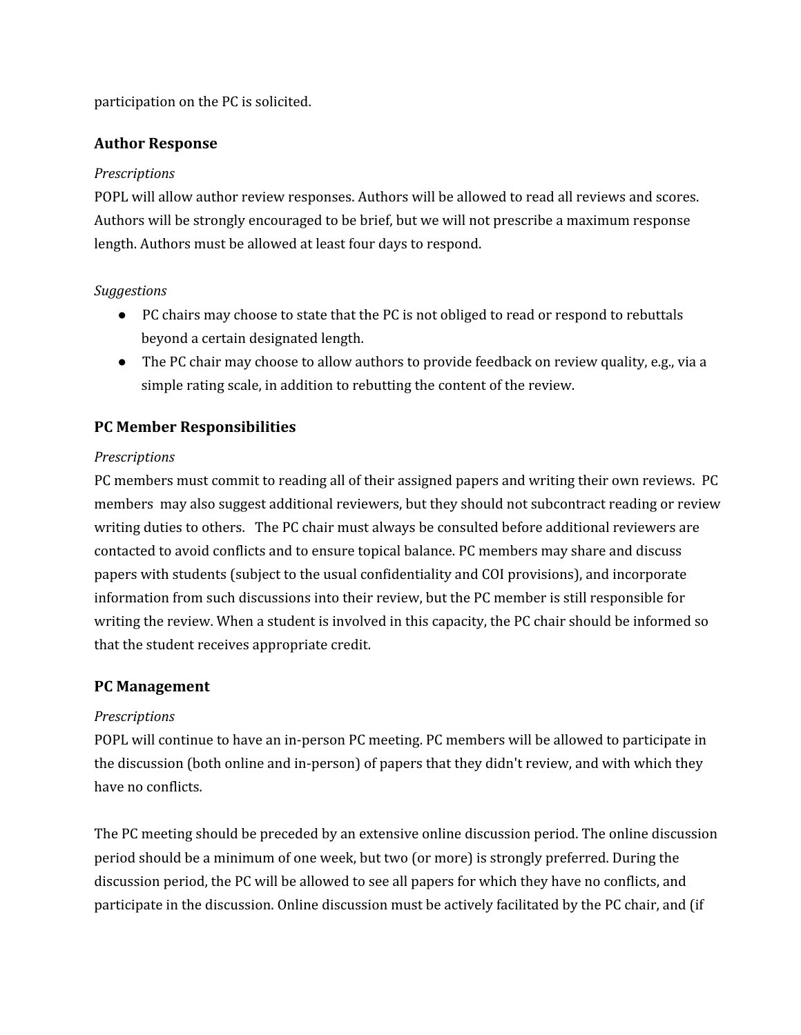participation on the PC is solicited.

## Author Response

*Prescriptions*

POPL will allow author review responses. Authors will be allowed to read all reviews and scores. Authors will be strongly encouraged to be brief, but we will not prescribe a maximum response length. Authors must be allowed at least four days to respond.

*Suggestions*

- PC chairs may choose to state that the PC is not obliged to read or respond to rebuttals beyond a certain designated length.
- The PC chair may choose to allow authors to provide feedback on review quality, e.g., via a simple rating scale, in addition to rebutting the content of the review.

## PC Member Responsibilities

*Prescriptions*

PC members must commit to reading all of their assigned papers and writing their own reviews. PC members may also suggest additional reviewers, but they should not subcontract reading or review writing duties to others. The PC chair must always be consulted before additional reviewers are contacted to avoid conflicts and to ensure topical balance. PC members may share and discuss papers with students (subject to the usual confidentiality and COI provisions), and incorporate information from such discussions into their review, but the PC member is still responsible for writing the review. When a student is involved in this capacity, the PC chair should be informed so that the student receives appropriate credit.

## PC Management

*Prescriptions*

POPL will continue to have an in-person PC meeting. PC members will be allowed to participate in the discussion (both online and in-person) of papers that they didn't review, and with which they have no conflicts.

The PC meeting should be preceded by an extensive online discussion period. The online discussion period should be a minimum of one week, but two (or more) is strongly preferred. During the discussion period, the PC will be allowed to see all papers for which they have no conflicts, and participate in the discussion. Online discussion must be actively facilitated by the PC chair, and (if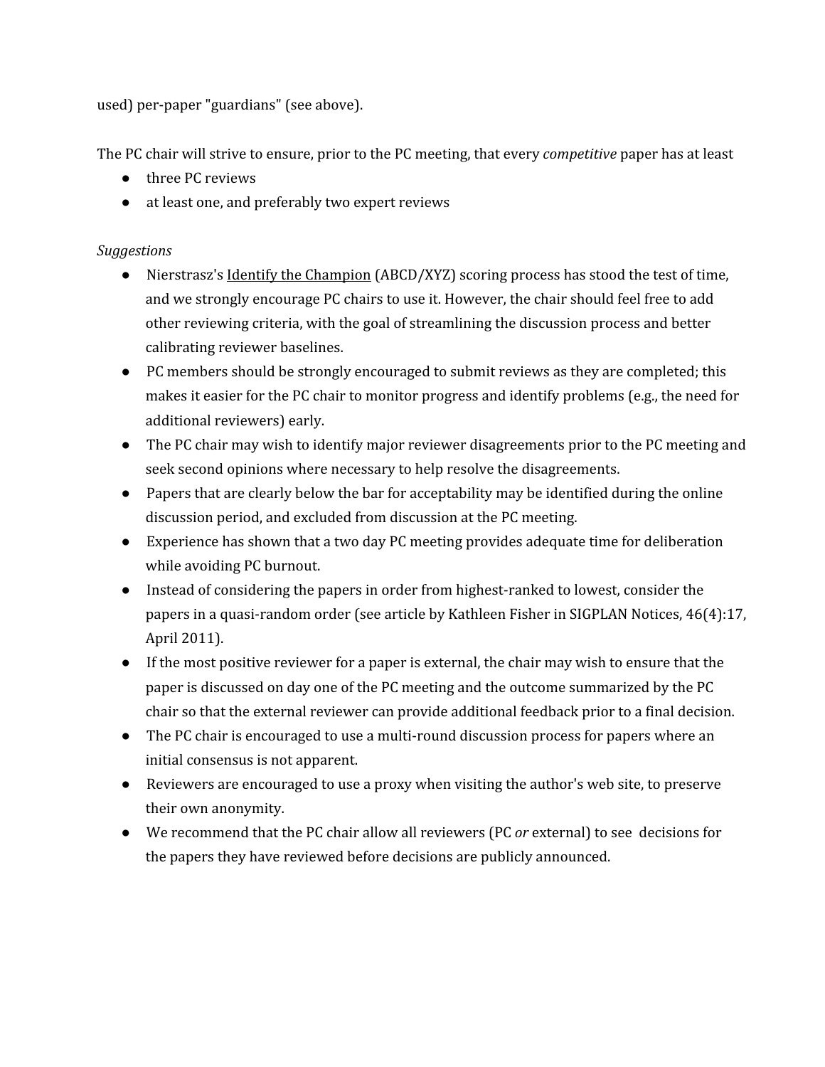used) per-paper "guardians" (see above).

The PC chair will strive to ensure, prior to the PC meeting, that every *competitive* paper has at least

- three PC reviews
- at least one, and preferably two expert reviews

*Suggestions*

- Nierstrasz's Identify the Champion (ABCD/XYZ) scoring process has stood the test of time, and we strongly encourage PC chairs to use it. However, the chair should feel free to add other reviewing criteria, with the goal of streamlining the discussion process and better calibrating reviewer baselines.
- PC members should be strongly encouraged to submit reviews as they are completed; this makes it easier for the PC chair to monitor progress and identify problems (e.g., the need for additional reviewers) early.
- The PC chair may wish to identify major reviewer disagreements prior to the PC meeting and seek second opinions where necessary to help resolve the disagreements.
- Papers that are clearly below the bar for acceptability may be identified during the online discussion period, and excluded from discussion at the PC meeting.
- Experience has shown that a two day PC meeting provides adequate time for deliberation while avoiding PC burnout.
- Instead of considering the papers in order from highest-ranked to lowest, consider the papers in a quasi-random order (see article by Kathleen Fisher in SIGPLAN Notices, 46(4):17, April 2011).
- If the most positive reviewer for a paper is external, the chair may wish to ensure that the paper is discussed on day one of the PC meeting and the outcome summarized by the PC chair so that the external reviewer can provide additional feedback prior to a final decision.
- The PC chair is encouraged to use a multi-round discussion process for papers where an initial consensus is not apparent.
- Reviewers are encouraged to use a proxy when visiting the author's web site, to preserve their own anonymity.
- We recommend that the PC chair allow all reviewers (PC *or* external) to see decisions for the papers they have reviewed before decisions are publicly announced.